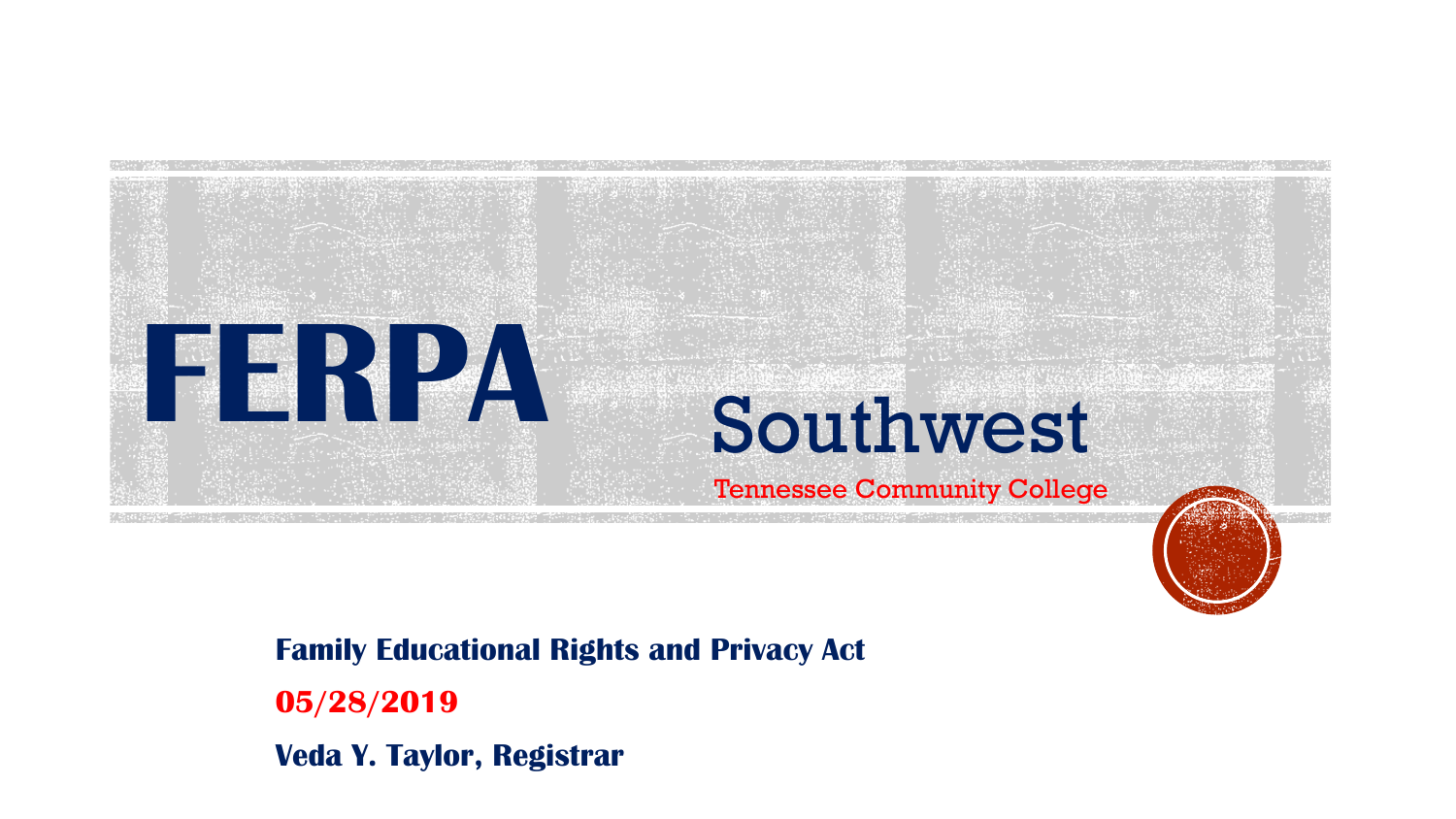# FERPA

Southwest

Tennessee Community College

**Family Educational Rights and Privacy Act**

**05/28/2019**

**Veda Y. Taylor, Registrar**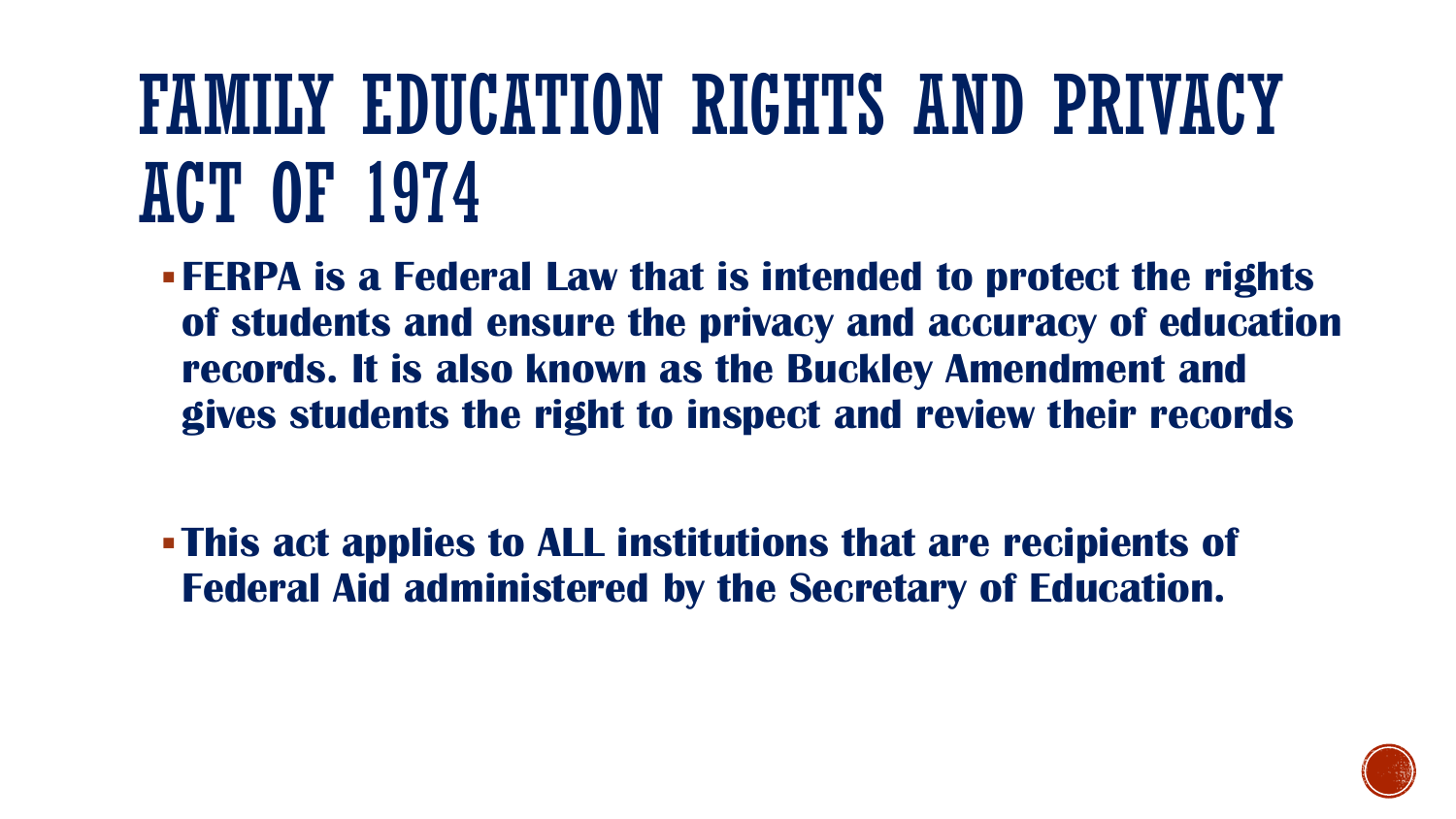# FAMILY EDUCATION RIGHTS AND PRIVACY ACT OF 1974

- **FERPA is a Federal Law that is intended to protect the rights of students and ensure the privacy and accuracy of education records. It is also known as the Buckley Amendment and gives students the right to inspect and review their records**

- **This act applies to ALL institutions that are recipients of Federal Aid administered by the Secretary of Education.**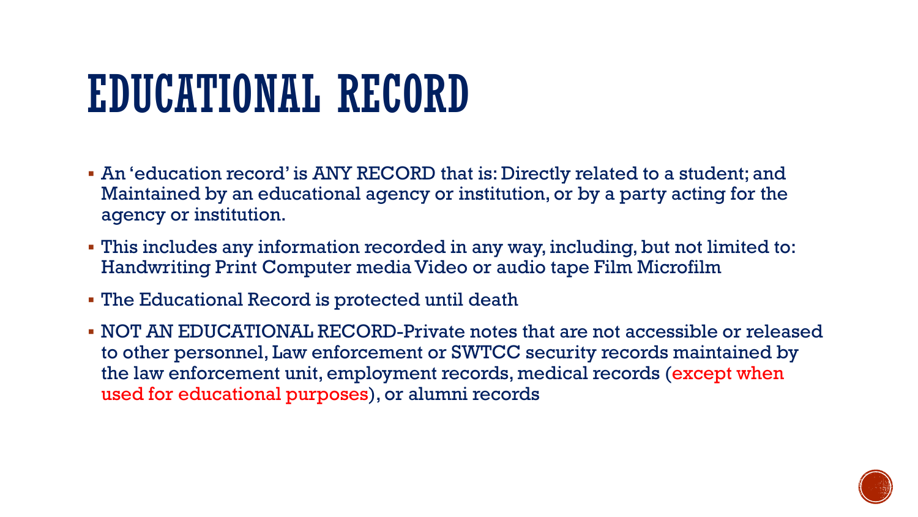# EDUCATIONAL RECORD

- An 'education record' is ANY RECORD that is: Directly related to a student; and Maintained by an educational agency or institution, or by a party acting for the agency or institution.
- This includes any information recorded in any way, including, but not limited to: Handwriting Print Computer media Video or audio tape Film Microfilm
- The Educational Record is protected until death
- NOT AN EDUCATIONAL RECORD-Private notes that are not accessible or released to other personnel, Law enforcement or SWTCC security records maintained by the law enforcement unit, employment records, medical records (except when used for educational purposes), or alumni records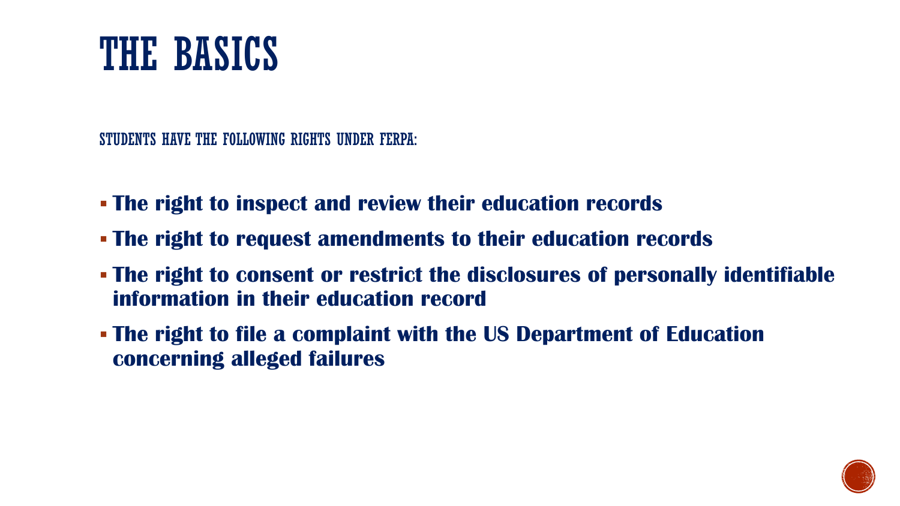# THE BASICS

STUDENTS HAVE THE FOLLOWING RIGHTS UNDER FERPA:

- **The right to inspect and review their education records**
- **The right to request amendments to their education records**
- **The right to consent or restrict the disclosures of personally identifiable information in their education record**
- **The right to file a complaint with the US Department of Education concerning alleged failures**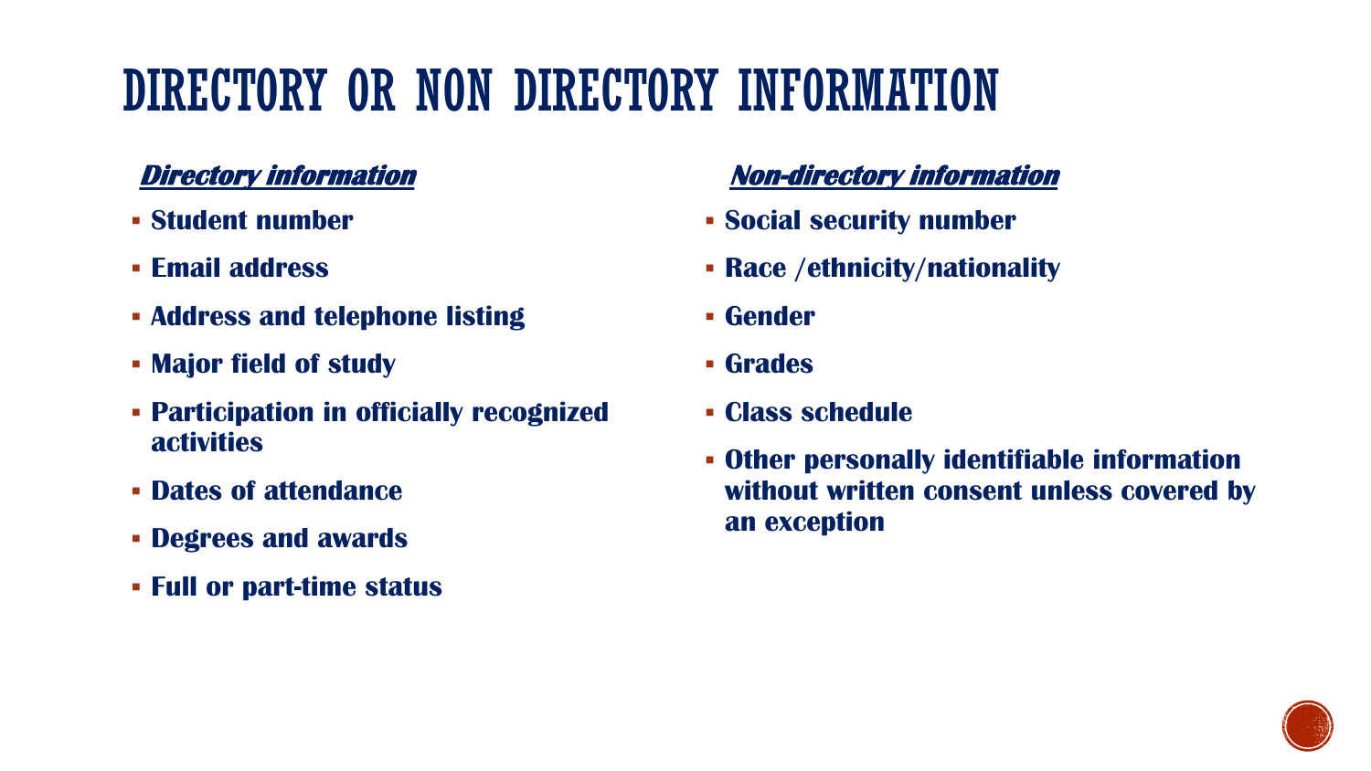# DIRECTORY OR NON DIRECTORY INFORMATION

***Directory information***

- **Student number**
- **Email address**
- **Address and telephone listing**
- **Major field of study**
- **Participation in officially recognized activities**
- **Dates of attendance**
- **Degrees and awards**
- **Full or part-time status**

***Non-directory information***

- **Social security number**
- **Race /ethnicity/nationality**
- **Gender**
- **Grades**
- **Class schedule**
- **Other personally identifiable information without written consent unless covered by an exception**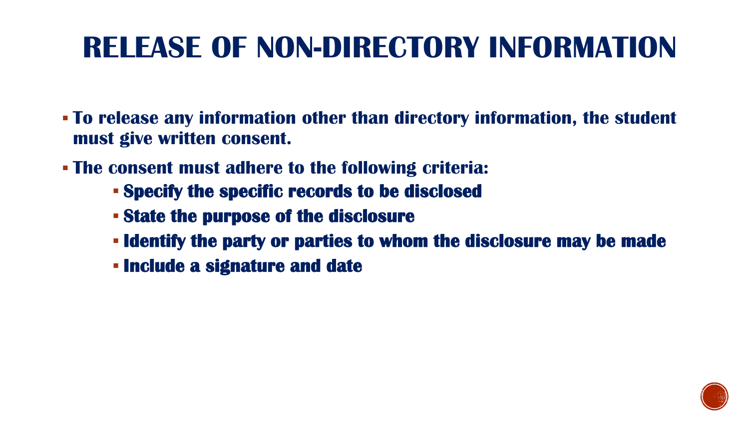# RELEASE OF NON-DIRECTORY INFORMATION

- **To release any information other than directory information, the student must give written consent.**
- **The consent must adhere to the following criteria:**
  - **Specify the specific records to be disclosed**
  - **State the purpose of the disclosure**
  - **Identify the party or parties to whom the disclosure may be made**
  - **Include a signature and date**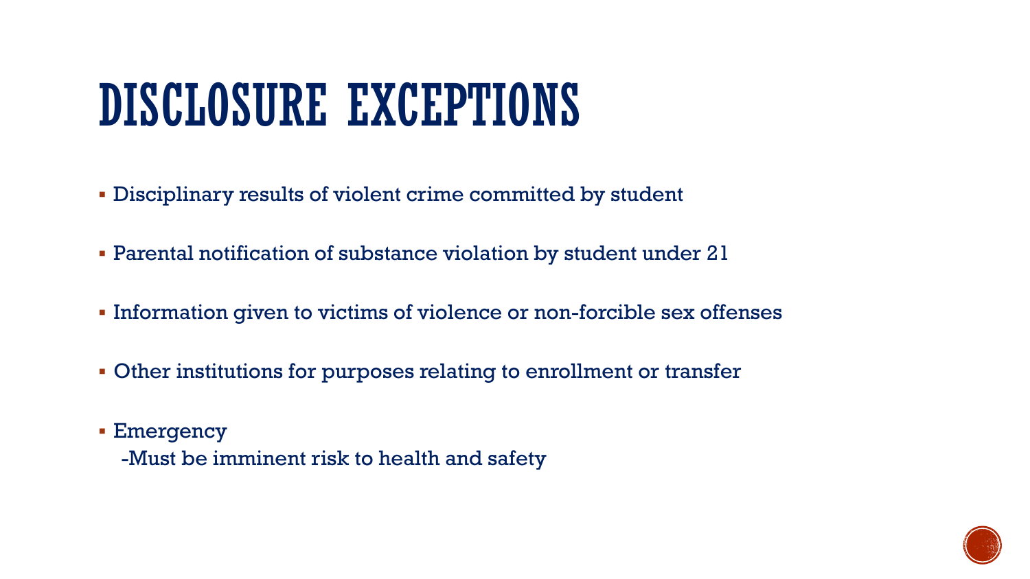# DISCLOSURE EXCEPTIONS

- Disciplinary results of violent crime committed by student
- Parental notification of substance violation by student under 21
- Information given to victims of violence or non-forcible sex offenses
- Other institutions for purposes relating to enrollment or transfer
- Emergency
  -Must be imminent risk to health and safety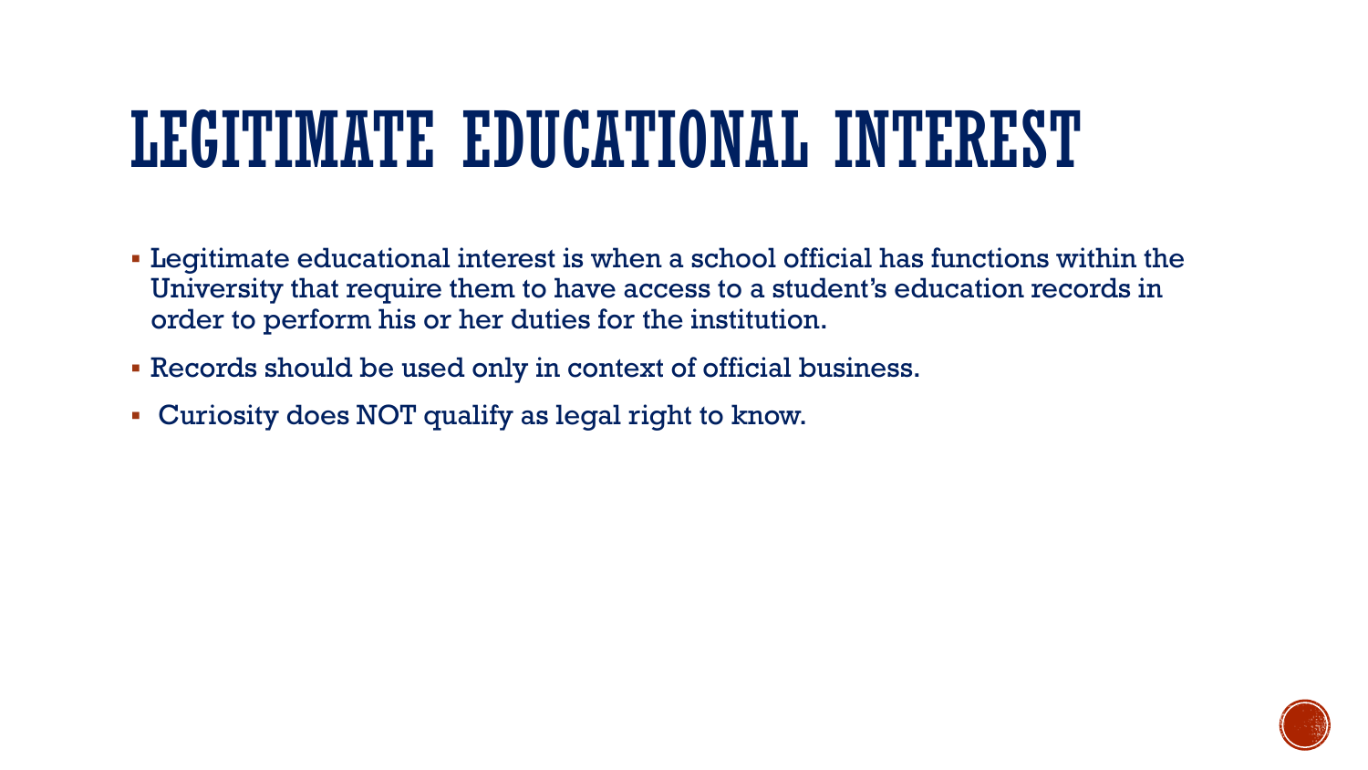# LEGITIMATE EDUCATIONAL INTEREST

- Legitimate educational interest is when a school official has functions within the University that require them to have access to a student's education records in order to perform his or her duties for the institution.
- Records should be used only in context of official business.
- Curiosity does NOT qualify as legal right to know.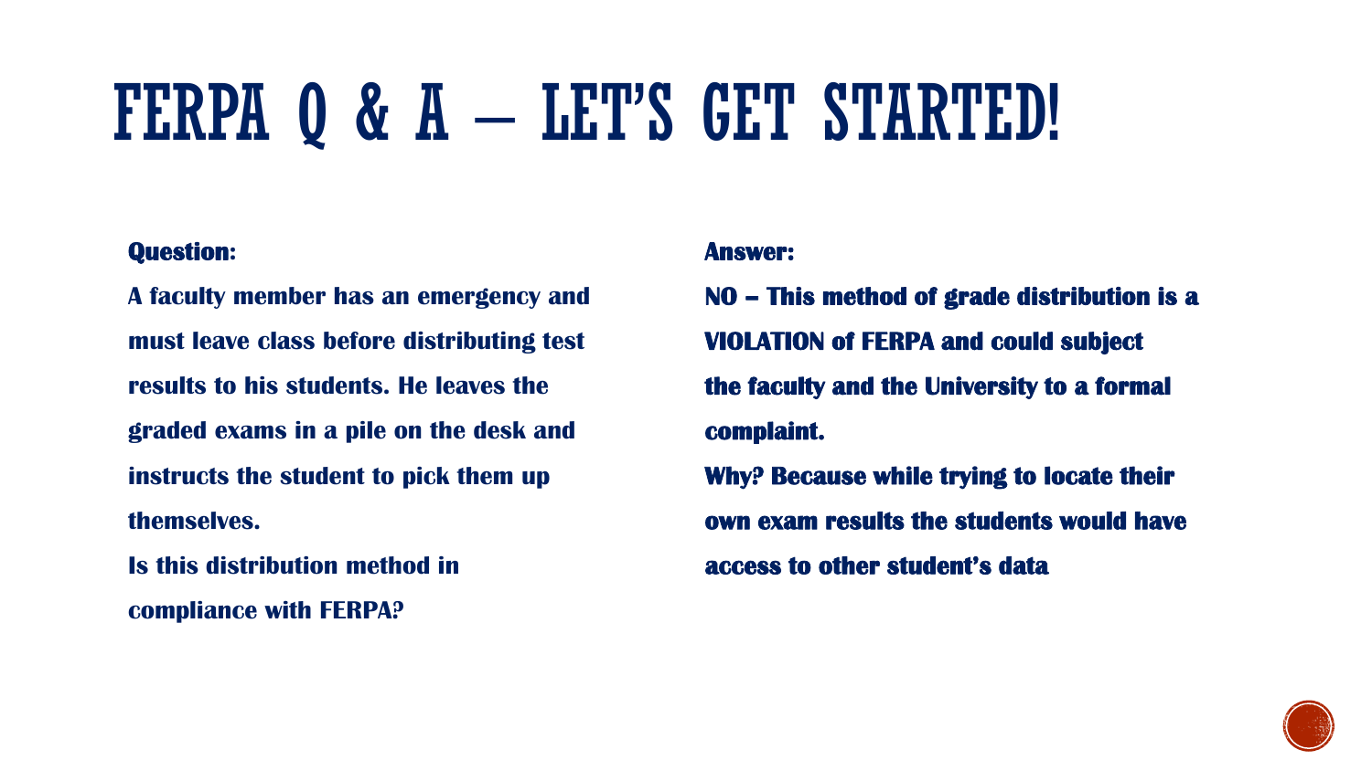# FERPA Q & A – LET'S GET STARTED!

**Question:**

**A faculty member has an emergency and must leave class before distributing test results to his students. He leaves the graded exams in a pile on the desk and instructs the student to pick them up themselves.**

**Is this distribution method in compliance with FERPA?**

**Answer:**

**NO – This method of grade distribution is a VIOLATION of FERPA and could subject the faculty and the University to a formal complaint.**

**Why? Because while trying to locate their own exam results the students would have access to other student's data**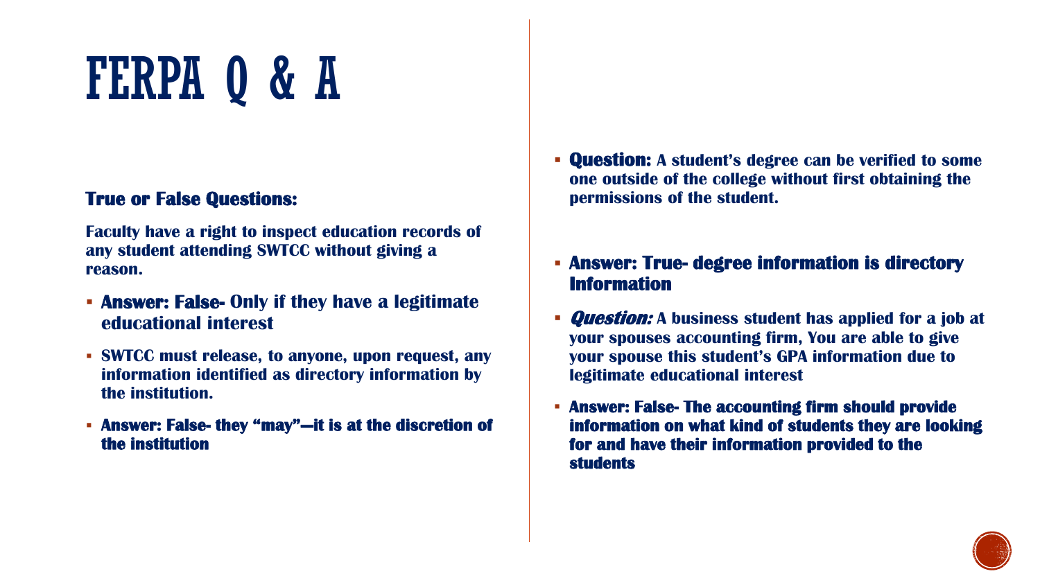# FERPA Q & A

**True or False Questions:**

**Faculty have a right to inspect education records of any student attending SWTCC without giving a reason.**

- **Answer: False- Only if they have a legitimate educational interest**
- **SWTCC must release, to anyone, upon request, any information identified as directory information by the institution.**
- **Answer: False- they "may"—it is at the discretion of the institution**

- **Question: A student's degree can be verified to some one outside of the college without first obtaining the permissions of the student.**
- **Answer: True- degree information is directory Information**
- ***Question:* A business student has applied for a job at your spouses accounting firm, You are able to give your spouse this student's GPA information due to legitimate educational interest**
- **Answer: False- The accounting firm should provide information on what kind of students they are looking for and have their information provided to the students**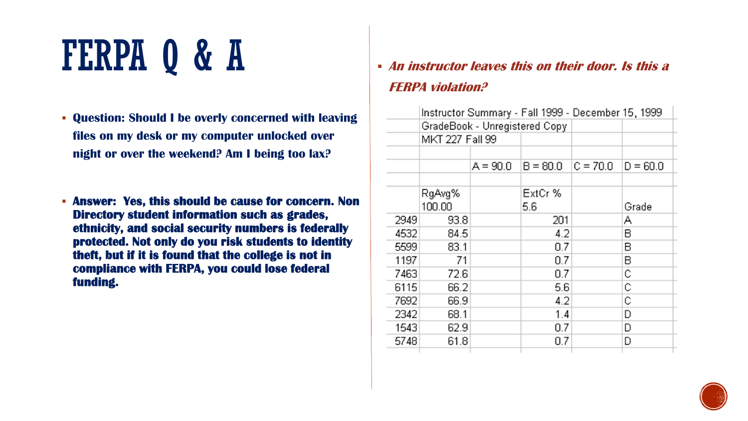# FERPA Q & A

- **Question: Should I be overly concerned with leaving files on my desk or my computer unlocked over night or over the weekend? Am I being too lax?**

- **Answer: Yes, this should be cause for concern. Non Directory student information such as grades, ethnicity, and social security numbers is federally protected. Not only do you risk students to identity theft, but if it is found that the college is not in compliance with FERPA, you could lose federal funding.**

- ***An instructor leaves this on their door. Is this a FERPA violation?***

| | Instructor Summary - Fall 1999 - December 15, 1999 | | | | |
|---|---|---|---|---|---|
| | GradeBook - Unregistered Copy | | | | |
| | MKT 227 Fall 99 | | | | |
| | | | | | |
| | | A = 90.0 | B = 80.0 | C = 70.0 | D = 60.0 |
| | | | | | |
| | RgAvg% 100.00 | | ExtCr % 5.6 | | Grade |
| 2949 | 93.8 | | 201 | | A |
| 4532 | 84.5 | | 4.2 | | B |
| 5599 | 83.1 | | 0.7 | | B |
| 1197 | 71 | | 0.7 | | B |
| 7463 | 72.6 | | 0.7 | | C |
| 6115 | 66.2 | | 5.6 | | C |
| 7692 | 66.9 | | 4.2 | | C |
| 2342 | 68.1 | | 1.4 | | D |
| 1543 | 62.9 | | 0.7 | | D |
| 5748 | 61.8 | | 0.7 | | D |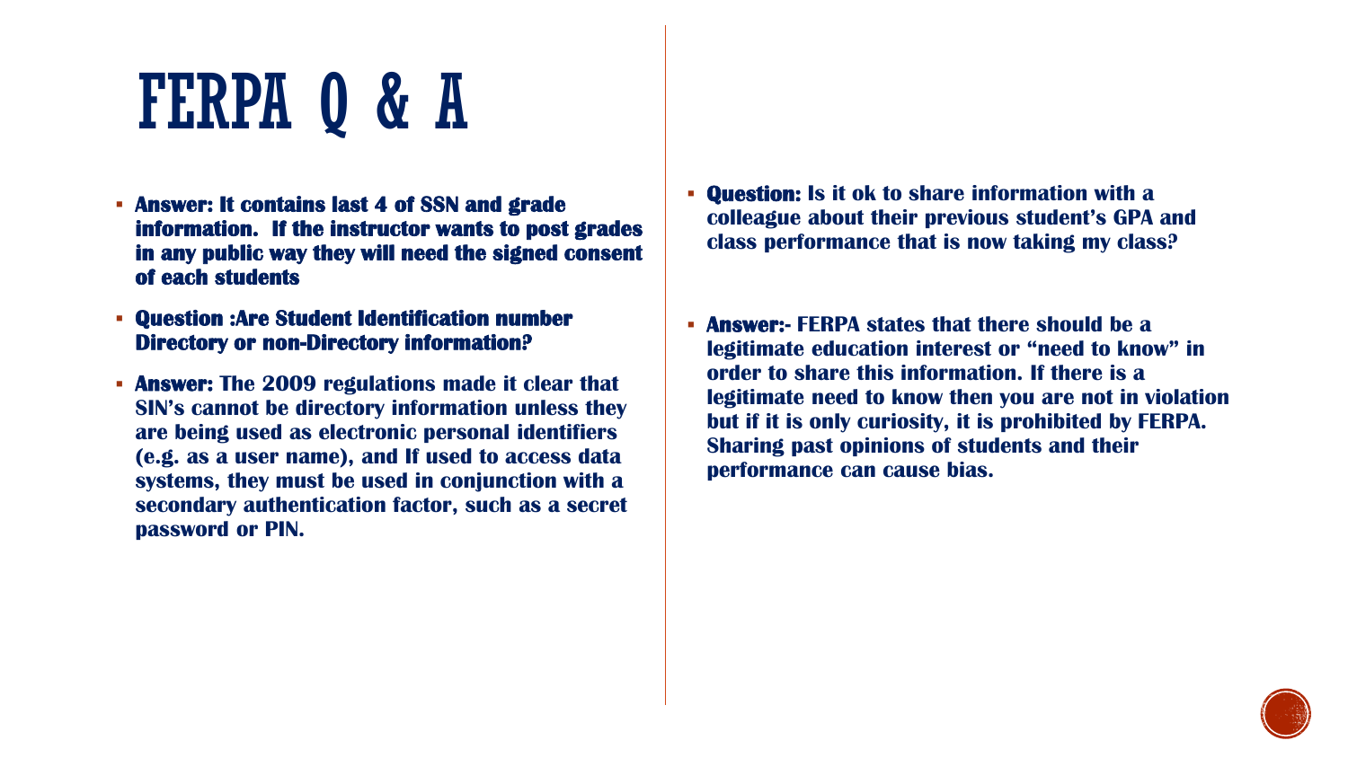# FERPA Q & A

- **Answer: It contains last 4 of SSN and grade information. If the instructor wants to post grades in any public way they will need the signed consent of each students**
- **Question :Are Student Identification number Directory or non-Directory information?**
- **Answer: The 2009 regulations made it clear that SIN's cannot be directory information unless they are being used as electronic personal identifiers (e.g. as a user name), and If used to access data systems, they must be used in conjunction with a secondary authentication factor, such as a secret password or PIN.**

- **Question: Is it ok to share information with a colleague about their previous student's GPA and class performance that is now taking my class?**

- **Answer:- FERPA states that there should be a legitimate education interest or "need to know" in order to share this information. If there is a legitimate need to know then you are not in violation but if it is only curiosity, it is prohibited by FERPA. Sharing past opinions of students and their performance can cause bias.**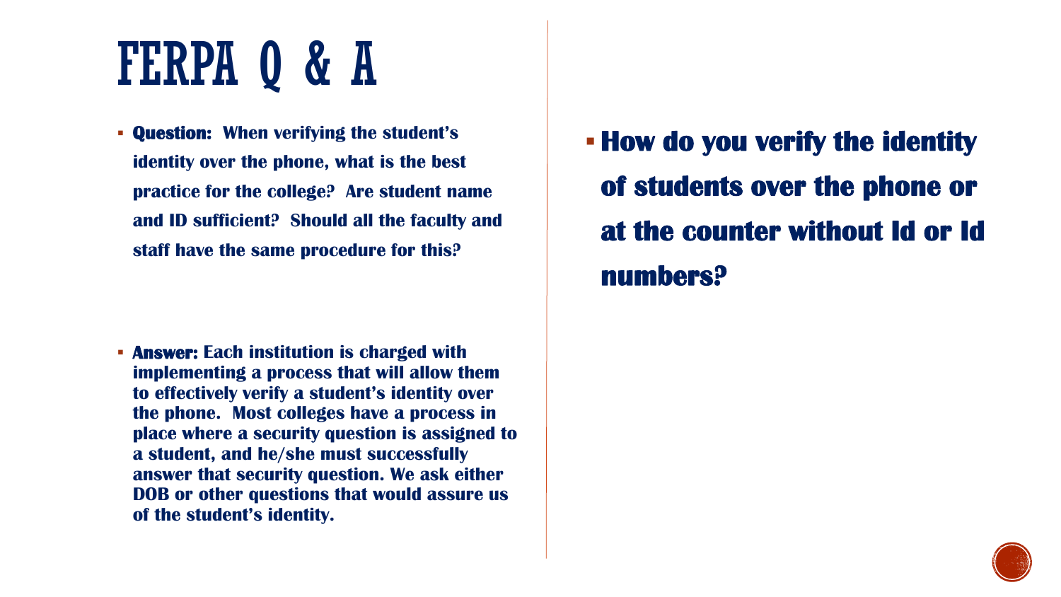# FERPA Q & A

- **Question:** **When verifying the student's identity over the phone, what is the best practice for the college? Are student name and ID sufficient? Should all the faculty and staff have the same procedure for this?**

- **Answer:** **Each institution is charged with implementing a process that will allow them to effectively verify a student's identity over the phone. Most colleges have a process in place where a security question is assigned to a student, and he/she must successfully answer that security question. We ask either DOB or other questions that would assure us of the student's identity.**

- **How do you verify the identity of students over the phone or at the counter without Id or Id numbers?**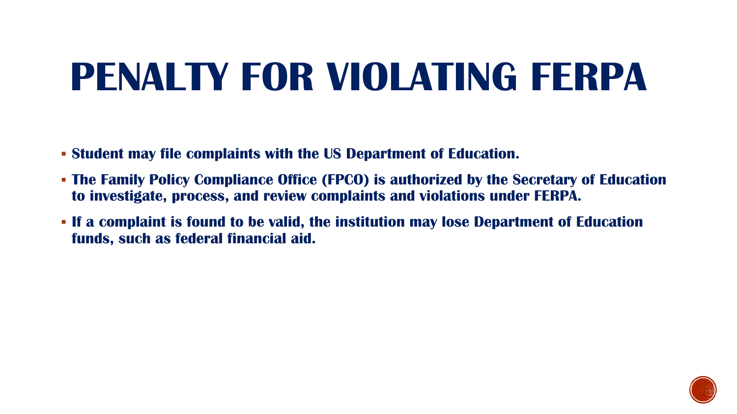# PENALTY FOR VIOLATING FERPA

- **Student may file complaints with the US Department of Education.**
- **The Family Policy Compliance Office (FPCO) is authorized by the Secretary of Education to investigate, process, and review complaints and violations under FERPA.**
- **If a complaint is found to be valid, the institution may lose Department of Education funds, such as federal financial aid.**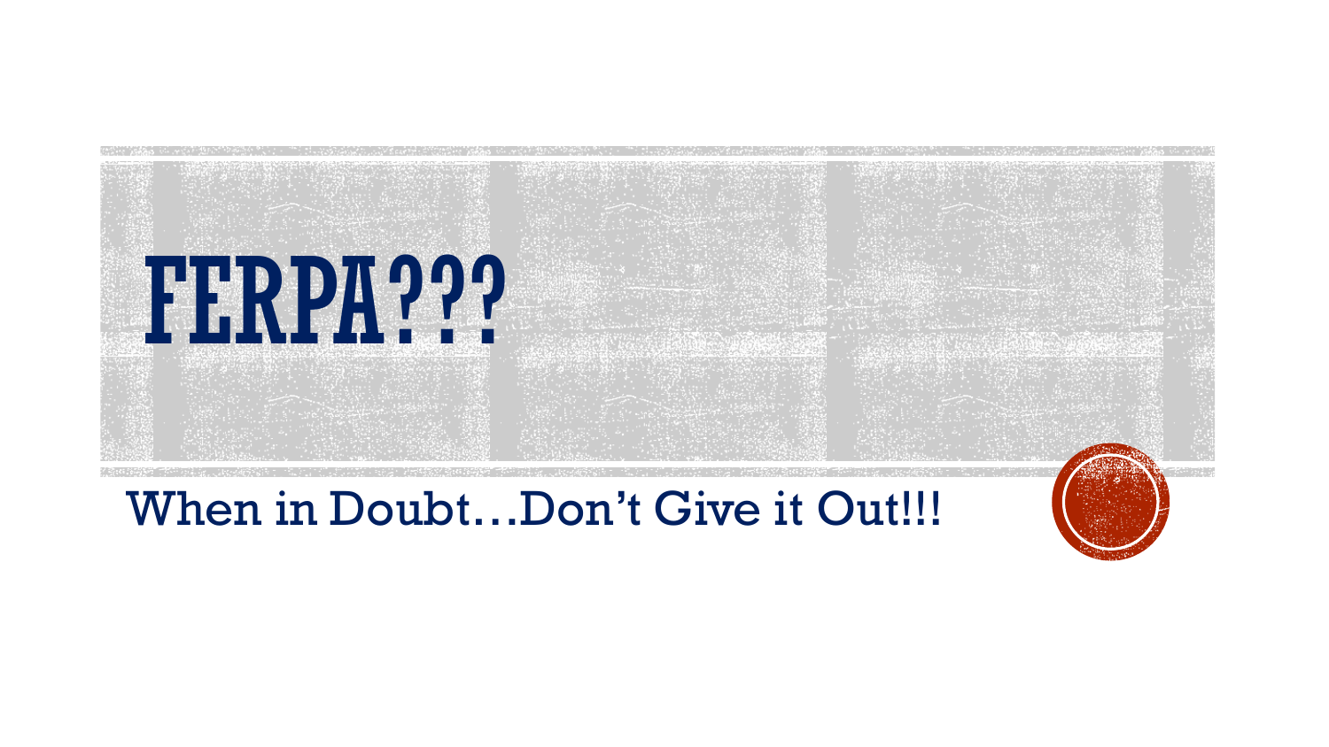# FERPA???

When in Doubt…Don't Give it Out!!!